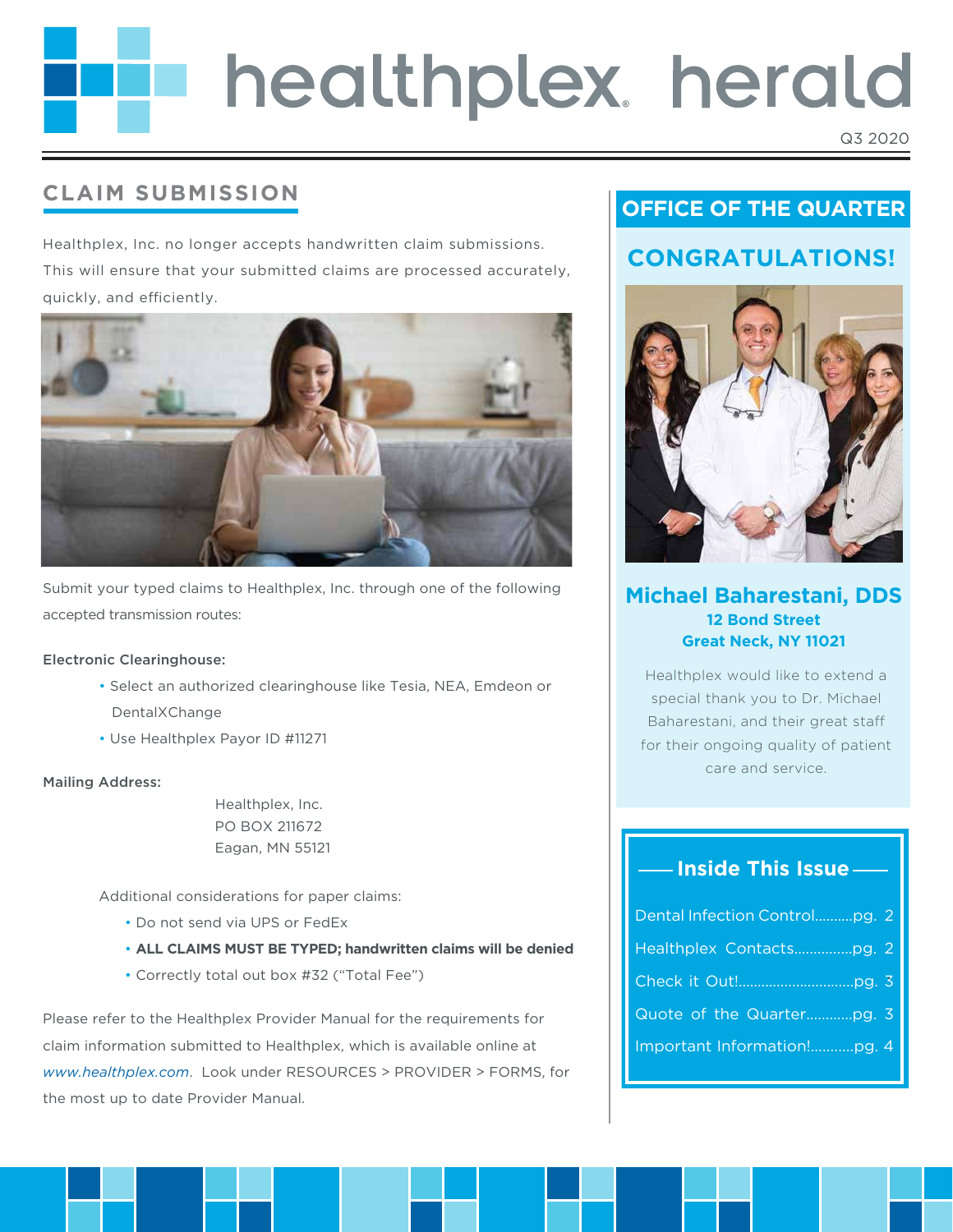# healthplex herald

Q3 2020

## CLAIM SUBMISSION

Healthplex, Inc. no longer accepts handwritten claim submissions. This will ensure that your submitted claims are processed accurately, quickly, and efficiently.

Submit your typed claims to Healthplex, Inc. through one of the following accepted transmission routes:

**Electronic Clearinghouse:**

- Select an authorized clearinghouse like Tesia, NEA, Emdeon or DentalXChange
- Use Healthplex Payor ID #11271

**Mailing Address:**

Healthplex, Inc.
PO BOX 211672
Eagan, MN 55121

Additional considerations for paper claims:

- Do not send via UPS or FedEx
- **ALL CLAIMS MUST BE TYPED; handwritten claims will be denied**
- Correctly total out box #32 ("Total Fee")

Please refer to the Healthplex Provider Manual for the requirements for claim information submitted to Healthplex, which is available online at *www.healthplex.com*. Look under RESOURCES > PROVIDER > FORMS, for the most up to date Provider Manual.

## OFFICE OF THE QUARTER

### CONGRATULATIONS!

**Michael Baharestani, DDS**
**12 Bond Street**
**Great Neck, NY 11021**

Healthplex would like to extend a special thank you to Dr. Michael Baharestani, and their great staff for their ongoing quality of patient care and service.

### Inside This Issue

- Dental Infection Control..........pg. 2
- Healthplex Contacts...............pg. 2
- Check it Out!.............................pg. 3
- Quote of the Quarter............pg. 3
- Important Information!...........pg. 4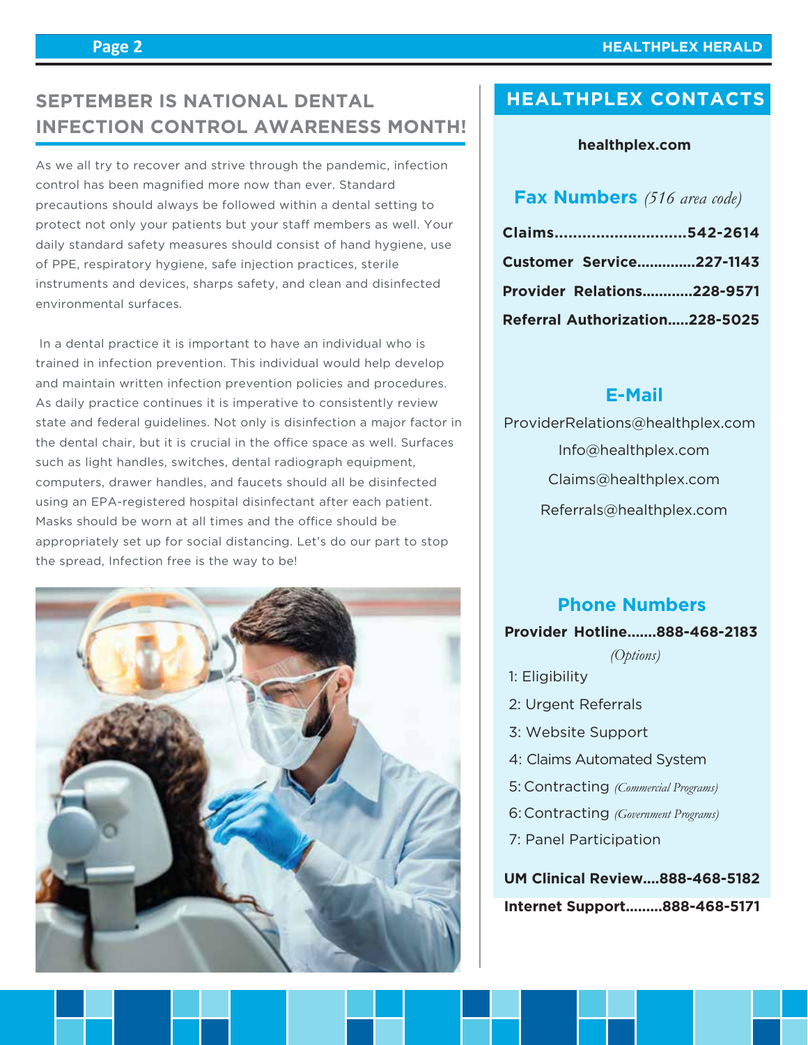## SEPTEMBER IS NATIONAL DENTAL INFECTION CONTROL AWARENESS MONTH!

As we all try to recover and strive through the pandemic, infection control has been magnified more now than ever. Standard precautions should always be followed within a dental setting to protect not only your patients but your staff members as well. Your daily standard safety measures should consist of hand hygiene, use of PPE, respiratory hygiene, safe injection practices, sterile instruments and devices, sharps safety, and clean and disinfected environmental surfaces.

In a dental practice it is important to have an individual who is trained in infection prevention. This individual would help develop and maintain written infection prevention policies and procedures. As daily practice continues it is imperative to consistently review state and federal guidelines. Not only is disinfection a major factor in the dental chair, but it is crucial in the office space as well. Surfaces such as light handles, switches, dental radiograph equipment, computers, drawer handles, and faucets should all be disinfected using an EPA-registered hospital disinfectant after each patient. Masks should be worn at all times and the office should be appropriately set up for social distancing. Let's do our part to stop the spread, Infection free is the way to be!

## HEALTHPLEX CONTACTS

**healthplex.com**

### Fax Numbers *(516 area code)*

**Claims............................542-2614**

**Customer Service.............227-1143**

**Provider Relations............228-9571**

**Referral Authorization.....228-5025**

### E-Mail

ProviderRelations@healthplex.com

Info@healthplex.com

Claims@healthplex.com

Referrals@healthplex.com

### Phone Numbers

**Provider Hotline.......888-468-2183**

*(Options)*

1: Eligibility
2: Urgent Referrals
3: Website Support
4: Claims Automated System
5: Contracting *(Commercial Programs)*
6: Contracting *(Government Programs)*
7: Panel Participation

**UM Clinical Review....888-468-5182**

**Internet Support.........888-468-5171**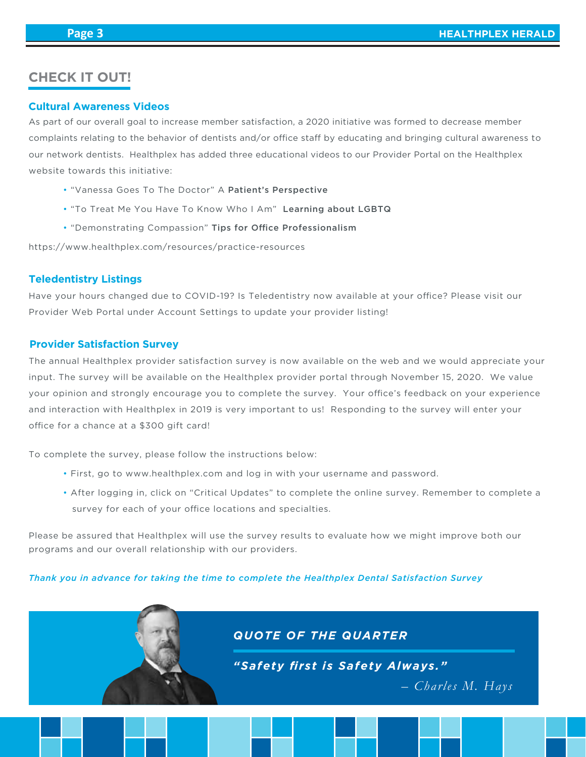## CHECK IT OUT!

### Cultural Awareness Videos

As part of our overall goal to increase member satisfaction, a 2020 initiative was formed to decrease member complaints relating to the behavior of dentists and/or office staff by educating and bringing cultural awareness to our network dentists. Healthplex has added three educational videos to our Provider Portal on the Healthplex website towards this initiative:

- “Vanessa Goes To The Doctor” A **Patient’s Perspective**
- “To Treat Me You Have To Know Who I Am” **Learning about LGBTQ**
- “Demonstrating Compassion” **Tips for Office Professionalism**

https://www.healthplex.com/resources/practice-resources

### Teledentistry Listings

Have your hours changed due to COVID-19? Is Teledentistry now available at your office? Please visit our Provider Web Portal under Account Settings to update your provider listing!

### Provider Satisfaction Survey

The annual Healthplex provider satisfaction survey is now available on the web and we would appreciate your input. The survey will be available on the Healthplex provider portal through November 15, 2020. We value your opinion and strongly encourage you to complete the survey. Your office’s feedback on your experience and interaction with Healthplex in 2019 is very important to us! Responding to the survey will enter your office for a chance at a $300 gift card!

To complete the survey, please follow the instructions below:

- First, go to www.healthplex.com and log in with your username and password.
- After logging in, click on “Critical Updates” to complete the online survey. Remember to complete a survey for each of your office locations and specialties.

Please be assured that Healthplex will use the survey results to evaluate how we might improve both our programs and our overall relationship with our providers.

*Thank you in advance for taking the time to complete the Healthplex Dental Satisfaction Survey*

### QUOTE OF THE QUARTER

***“Safety first is Safety Always.”***

*– Charles M. Hays*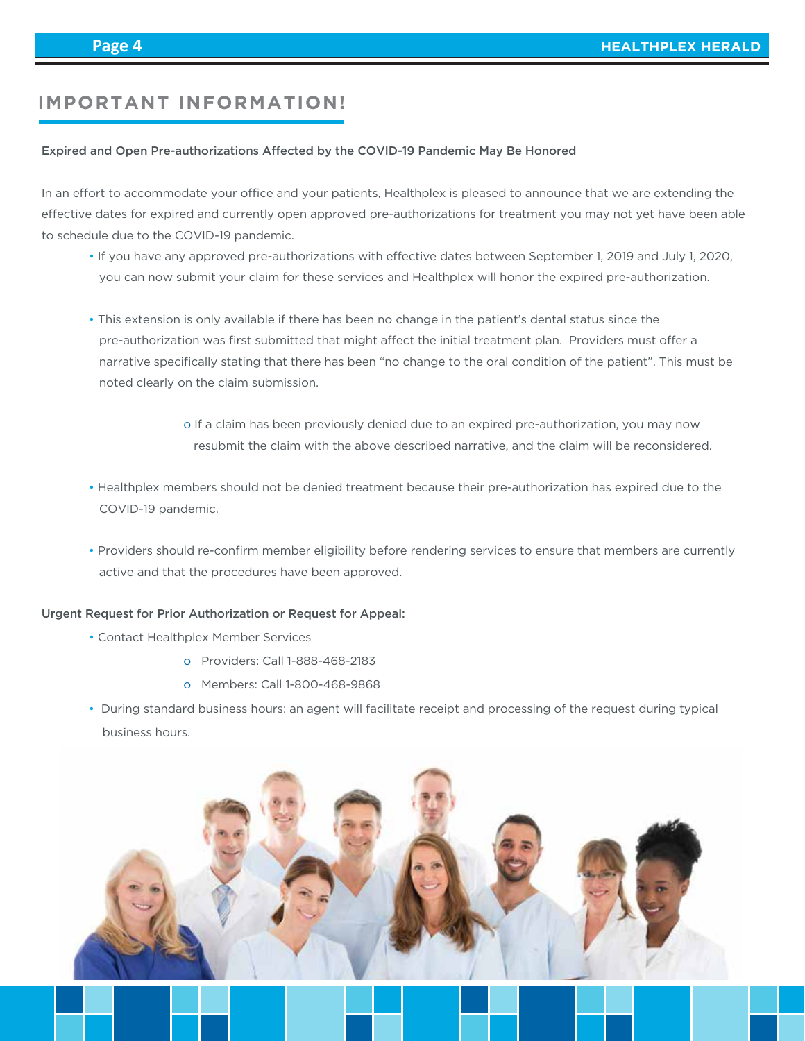## IMPORTANT INFORMATION!

**Expired and Open Pre-authorizations Affected by the COVID-19 Pandemic May Be Honored**

In an effort to accommodate your office and your patients, Healthplex is pleased to announce that we are extending the effective dates for expired and currently open approved pre-authorizations for treatment you may not yet have been able to schedule due to the COVID-19 pandemic.

- If you have any approved pre-authorizations with effective dates between September 1, 2019 and July 1, 2020, you can now submit your claim for these services and Healthplex will honor the expired pre-authorization.
- This extension is only available if there has been no change in the patient's dental status since the pre-authorization was first submitted that might affect the initial treatment plan. Providers must offer a narrative specifically stating that there has been "no change to the oral condition of the patient". This must be noted clearly on the claim submission.
  - If a claim has been previously denied due to an expired pre-authorization, you may now resubmit the claim with the above described narrative, and the claim will be reconsidered.
- Healthplex members should not be denied treatment because their pre-authorization has expired due to the COVID-19 pandemic.
- Providers should re-confirm member eligibility before rendering services to ensure that members are currently active and that the procedures have been approved.

**Urgent Request for Prior Authorization or Request for Appeal:**

- Contact Healthplex Member Services
  - Providers: Call 1-888-468-2183
  - Members: Call 1-800-468-9868
- During standard business hours: an agent will facilitate receipt and processing of the request during typical business hours.